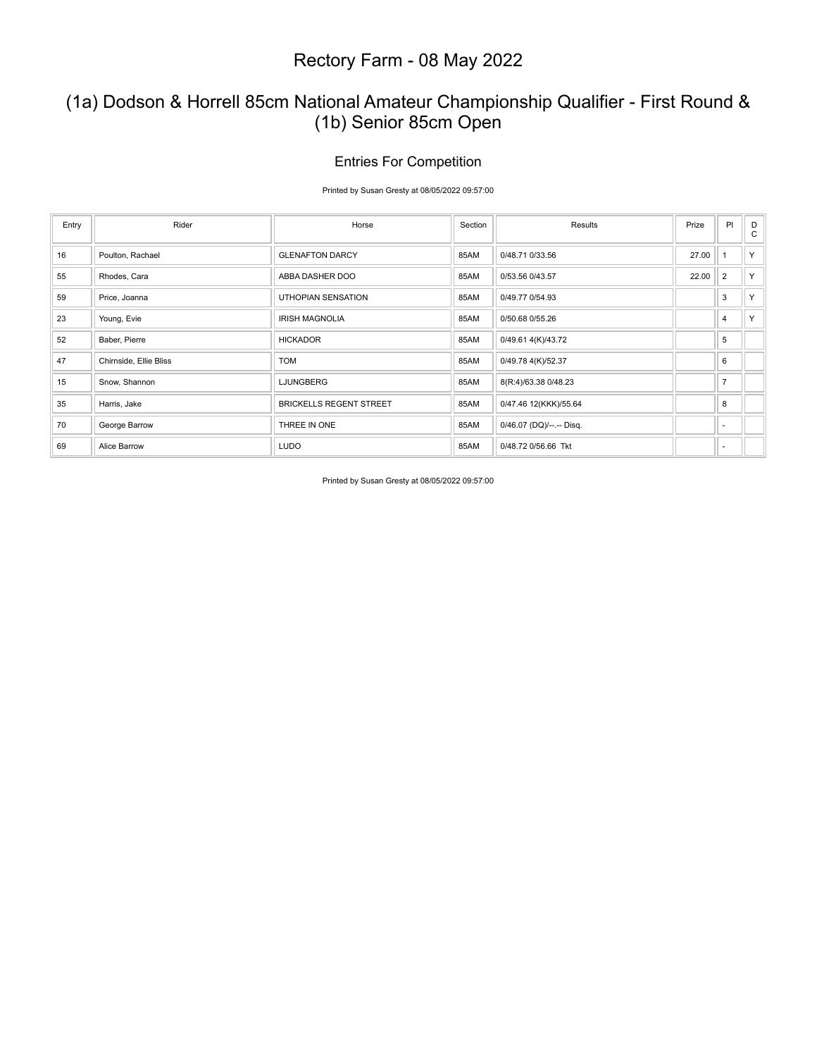# Rectory Farm - 08 May 2022

## (1a) Dodson & Horrell 85cm National Amateur Championship Qualifier - First Round & (1b) Senior 85cm Open

### Entries For Competition

Printed by Susan Gresty at 08/05/2022 09:57:00

| Entry | Rider | Horse | Section | Results | Prize | Pl | D C |
|---|---|---|---|---|---|---|---|
| 16 | Poulton, Rachael | GLENAFTON DARCY | 85AM | 0/48.71 0/33.56 | 27.00 | 1 | Y |
| 55 | Rhodes, Cara | ABBA DASHER DOO | 85AM | 0/53.56 0/43.57 | 22.00 | 2 | Y |
| 59 | Price, Joanna | UTHOPIAN SENSATION | 85AM | 0/49.77 0/54.93 | | 3 | Y |
| 23 | Young, Evie | IRISH MAGNOLIA | 85AM | 0/50.68 0/55.26 | | 4 | Y |
| 52 | Baber, Pierre | HICKADOR | 85AM | 0/49.61 4(K)/43.72 | | 5 | |
| 47 | Chirnside, Ellie Bliss | TOM | 85AM | 0/49.78 4(K)/52.37 | | 6 | |
| 15 | Snow, Shannon | LJUNGBERG | 85AM | 8(R:4)/63.38 0/48.23 | | 7 | |
| 35 | Harris, Jake | BRICKELLS REGENT STREET | 85AM | 0/47.46 12(KKK)/55.64 | | 8 | |
| 70 | George Barrow | THREE IN ONE | 85AM | 0/46.07 (DQ)/--.-- Disq. | | - | |
| 69 | Alice Barrow | LUDO | 85AM | 0/48.72 0/56.66 Tkt | | - | |

Printed by Susan Gresty at 08/05/2022 09:57:00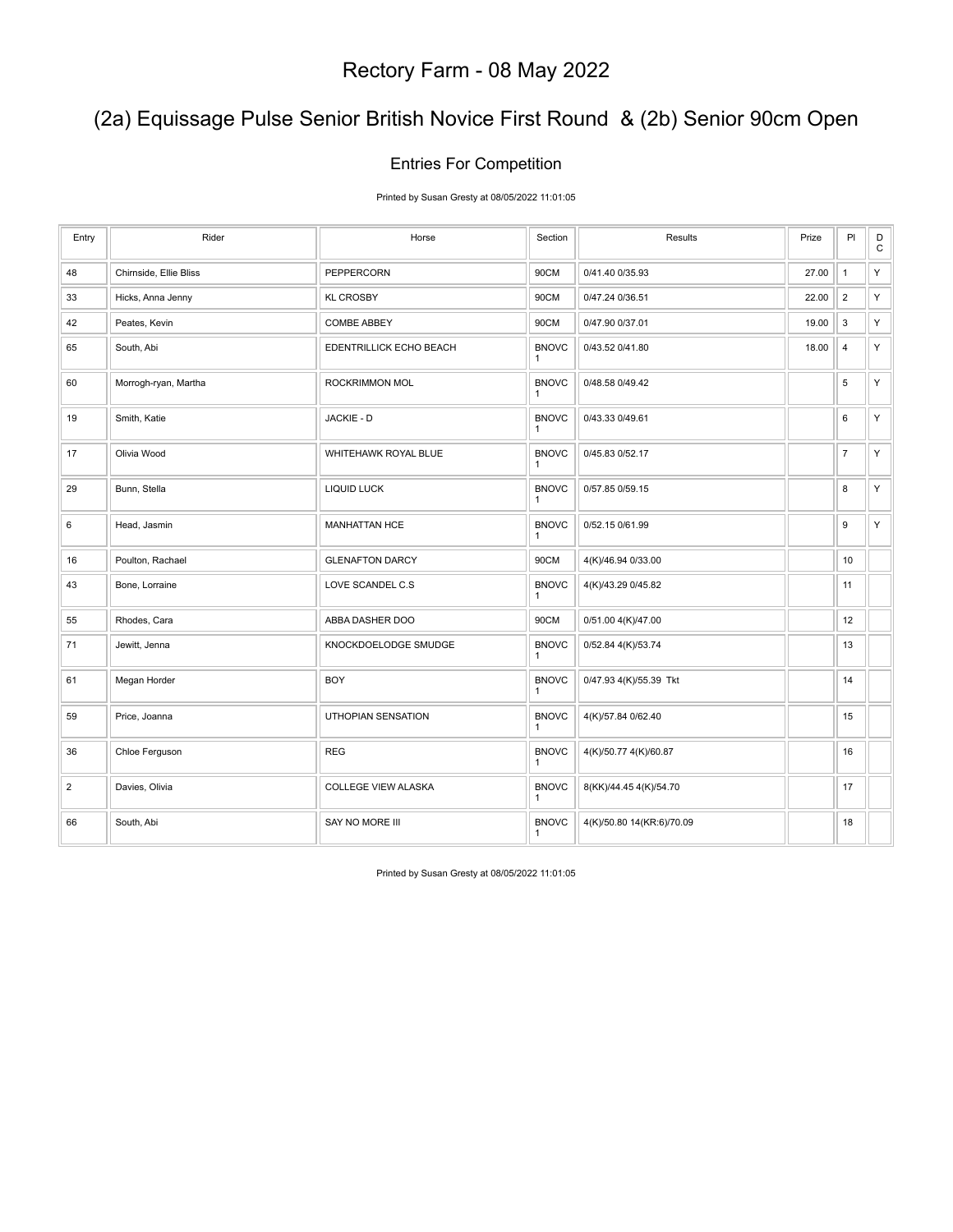# Rectory Farm - 08 May 2022

## (2a) Equissage Pulse Senior British Novice First Round & (2b) Senior 90cm Open

### Entries For Competition

Printed by Susan Gresty at 08/05/2022 11:01:05

| Entry | Rider | Horse | Section | Results | Prize | Pl | DC |
|---|---|---|---|---|---|---|---|
| 48 | Chirnside, Ellie Bliss | PEPPERCORN | 90CM | 0/41.40 0/35.93 | 27.00 | 1 | Y |
| 33 | Hicks, Anna Jenny | KL CROSBY | 90CM | 0/47.24 0/36.51 | 22.00 | 2 | Y |
| 42 | Peates, Kevin | COMBE ABBEY | 90CM | 0/47.90 0/37.01 | 19.00 | 3 | Y |
| 65 | South, Abi | EDENTRILLICK ECHO BEACH | BNOVC 1 | 0/43.52 0/41.80 | 18.00 | 4 | Y |
| 60 | Morrogh-ryan, Martha | ROCKRIMMON MOL | BNOVC 1 | 0/48.58 0/49.42 | | 5 | Y |
| 19 | Smith, Katie | JACKIE - D | BNOVC 1 | 0/43.33 0/49.61 | | 6 | Y |
| 17 | Olivia Wood | WHITEHAWK ROYAL BLUE | BNOVC 1 | 0/45.83 0/52.17 | | 7 | Y |
| 29 | Bunn, Stella | LIQUID LUCK | BNOVC 1 | 0/57.85 0/59.15 | | 8 | Y |
| 6 | Head, Jasmin | MANHATTAN HCE | BNOVC 1 | 0/52.15 0/61.99 | | 9 | Y |
| 16 | Poulton, Rachael | GLENAFTON DARCY | 90CM | 4(K)/46.94 0/33.00 | | 10 | |
| 43 | Bone, Lorraine | LOVE SCANDEL C.S | BNOVC 1 | 4(K)/43.29 0/45.82 | | 11 | |
| 55 | Rhodes, Cara | ABBA DASHER DOO | 90CM | 0/51.00 4(K)/47.00 | | 12 | |
| 71 | Jewitt, Jenna | KNOCKDOELODGE SMUDGE | BNOVC 1 | 0/52.84 4(K)/53.74 | | 13 | |
| 61 | Megan Horder | BOY | BNOVC 1 | 0/47.93 4(K)/55.39 Tkt | | 14 | |
| 59 | Price, Joanna | UTHOPIAN SENSATION | BNOVC 1 | 4(K)/57.84 0/62.40 | | 15 | |
| 36 | Chloe Ferguson | REG | BNOVC 1 | 4(K)/50.77 4(K)/60.87 | | 16 | |
| 2 | Davies, Olivia | COLLEGE VIEW ALASKA | BNOVC 1 | 8(KK)/44.45 4(K)/54.70 | | 17 | |
| 66 | South, Abi | SAY NO MORE III | BNOVC 1 | 4(K)/50.80 14(KR:6)/70.09 | | 18 | |

Printed by Susan Gresty at 08/05/2022 11:01:05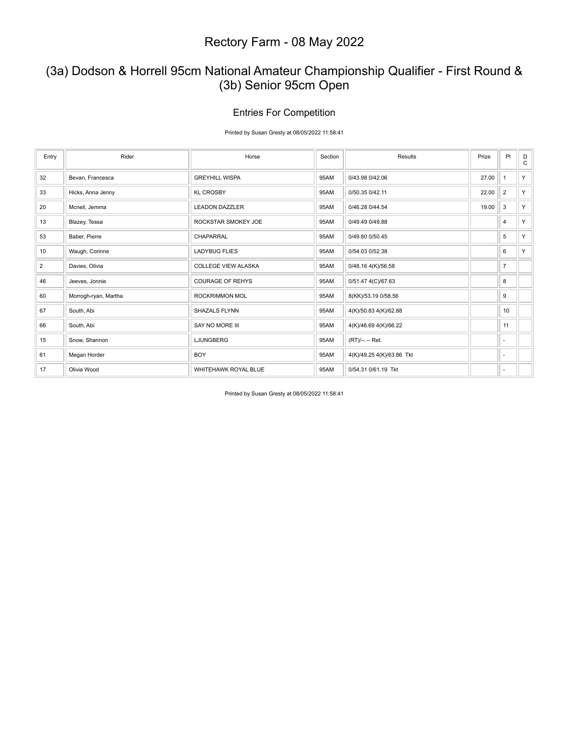# Rectory Farm - 08 May 2022

## (3a) Dodson & Horrell 95cm National Amateur Championship Qualifier - First Round & (3b) Senior 95cm Open

### Entries For Competition

Printed by Susan Gresty at 08/05/2022 11:58:41

| Entry | Rider | Horse | Section | Results | Prize | Pl | DC |
|---|---|---|---|---|---|---|---|
| 32 | Bevan, Francesca | GREYHILL WISPA | 95AM | 0/43.98 0/42.06 | 27.00 | 1 | Y |
| 33 | Hicks, Anna Jenny | KL CROSBY | 95AM | 0/50.35 0/42.11 | 22.00 | 2 | Y |
| 20 | Mcneil, Jemma | LEADON DAZZLER | 95AM | 0/46.28 0/44.54 | 19.00 | 3 | Y |
| 13 | Blazey, Tessa | ROCKSTAR SMOKEY JOE | 95AM | 0/49.49 0/49.88 | | 4 | Y |
| 53 | Baber, Pierre | CHAPARRAL | 95AM | 0/49.80 0/50.45 | | 5 | Y |
| 10 | Waugh, Corinne | LADYBUG FLIES | 95AM | 0/54.03 0/52.38 | | 6 | Y |
| 2 | Davies, Olivia | COLLEGE VIEW ALASKA | 95AM | 0/48.16 4(K)/56.58 | | 7 | |
| 46 | Jeeves, Jonnie | COURAGE OF REHYS | 95AM | 0/51.47 4(C)/67.63 | | 8 | |
| 60 | Morrogh-ryan, Martha | ROCKRIMMON MOL | 95AM | 8(KK)/53.19 0/58.56 | | 9 | |
| 67 | South, Abi | SHAZALS FLYNN | 95AM | 4(K)/50.83 4(K)/62.88 | | 10 | |
| 66 | South, Abi | SAY NO MORE III | 95AM | 4(K)/46.69 4(K)/66.22 | | 11 | |
| 15 | Snow, Shannon | LJUNGBERG | 95AM | (RT)/--.-- Ret. | | - | |
| 61 | Megan Horder | BOY | 95AM | 4(K)/49.25 4(K)/63.86 Tkt | | - | |
| 17 | Olivia Wood | WHITEHAWK ROYAL BLUE | 95AM | 0/54.31 0/61.19 Tkt | | - | |

Printed by Susan Gresty at 08/05/2022 11:58:41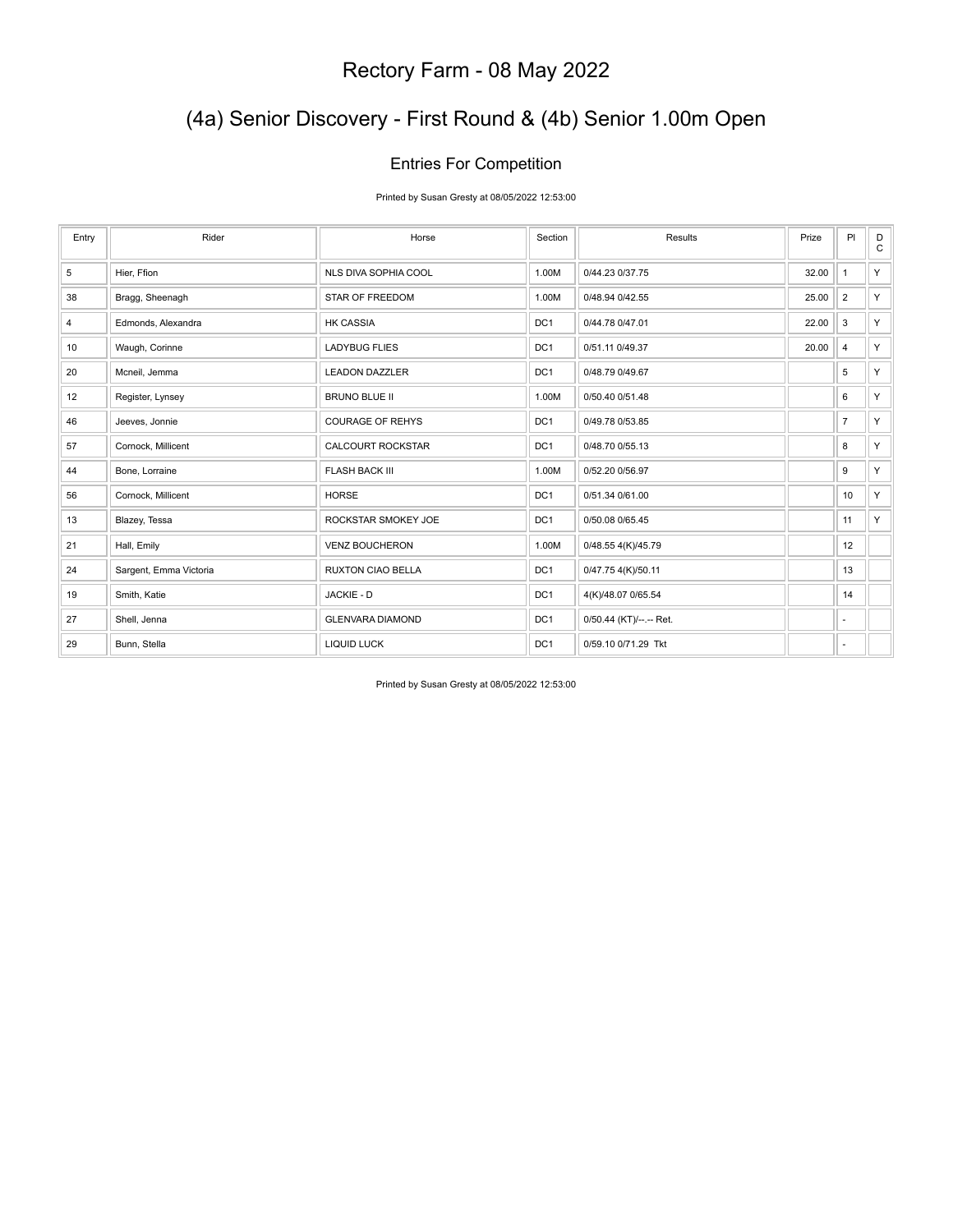# Rectory Farm - 08 May 2022

## (4a) Senior Discovery - First Round & (4b) Senior 1.00m Open

### Entries For Competition

Printed by Susan Gresty at 08/05/2022 12:53:00

| Entry | Rider | Horse | Section | Results | Prize | Pl | DC |
|---|---|---|---|---|---|---|---|
| 5 | Hier, Ffion | NLS DIVA SOPHIA COOL | 1.00M | 0/44.23 0/37.75 | 32.00 | 1 | Y |
| 38 | Bragg, Sheenagh | STAR OF FREEDOM | 1.00M | 0/48.94 0/42.55 | 25.00 | 2 | Y |
| 4 | Edmonds, Alexandra | HK CASSIA | DC1 | 0/44.78 0/47.01 | 22.00 | 3 | Y |
| 10 | Waugh, Corinne | LADYBUG FLIES | DC1 | 0/51.11 0/49.37 | 20.00 | 4 | Y |
| 20 | Mcneil, Jemma | LEADON DAZZLER | DC1 | 0/48.79 0/49.67 | | 5 | Y |
| 12 | Register, Lynsey | BRUNO BLUE II | 1.00M | 0/50.40 0/51.48 | | 6 | Y |
| 46 | Jeeves, Jonnie | COURAGE OF REHYS | DC1 | 0/49.78 0/53.85 | | 7 | Y |
| 57 | Cornock, Millicent | CALCOURT ROCKSTAR | DC1 | 0/48.70 0/55.13 | | 8 | Y |
| 44 | Bone, Lorraine | FLASH BACK III | 1.00M | 0/52.20 0/56.97 | | 9 | Y |
| 56 | Cornock, Millicent | HORSE | DC1 | 0/51.34 0/61.00 | | 10 | Y |
| 13 | Blazey, Tessa | ROCKSTAR SMOKEY JOE | DC1 | 0/50.08 0/65.45 | | 11 | Y |
| 21 | Hall, Emily | VENZ BOUCHERON | 1.00M | 0/48.55 4(K)/45.79 | | 12 | |
| 24 | Sargent, Emma Victoria | RUXTON CIAO BELLA | DC1 | 0/47.75 4(K)/50.11 | | 13 | |
| 19 | Smith, Katie | JACKIE - D | DC1 | 4(K)/48.07 0/65.54 | | 14 | |
| 27 | Shell, Jenna | GLENVARA DIAMOND | DC1 | 0/50.44 (KT)/--.-- Ret. | | - | |
| 29 | Bunn, Stella | LIQUID LUCK | DC1 | 0/59.10 0/71.29 Tkt | | - | |

Printed by Susan Gresty at 08/05/2022 12:53:00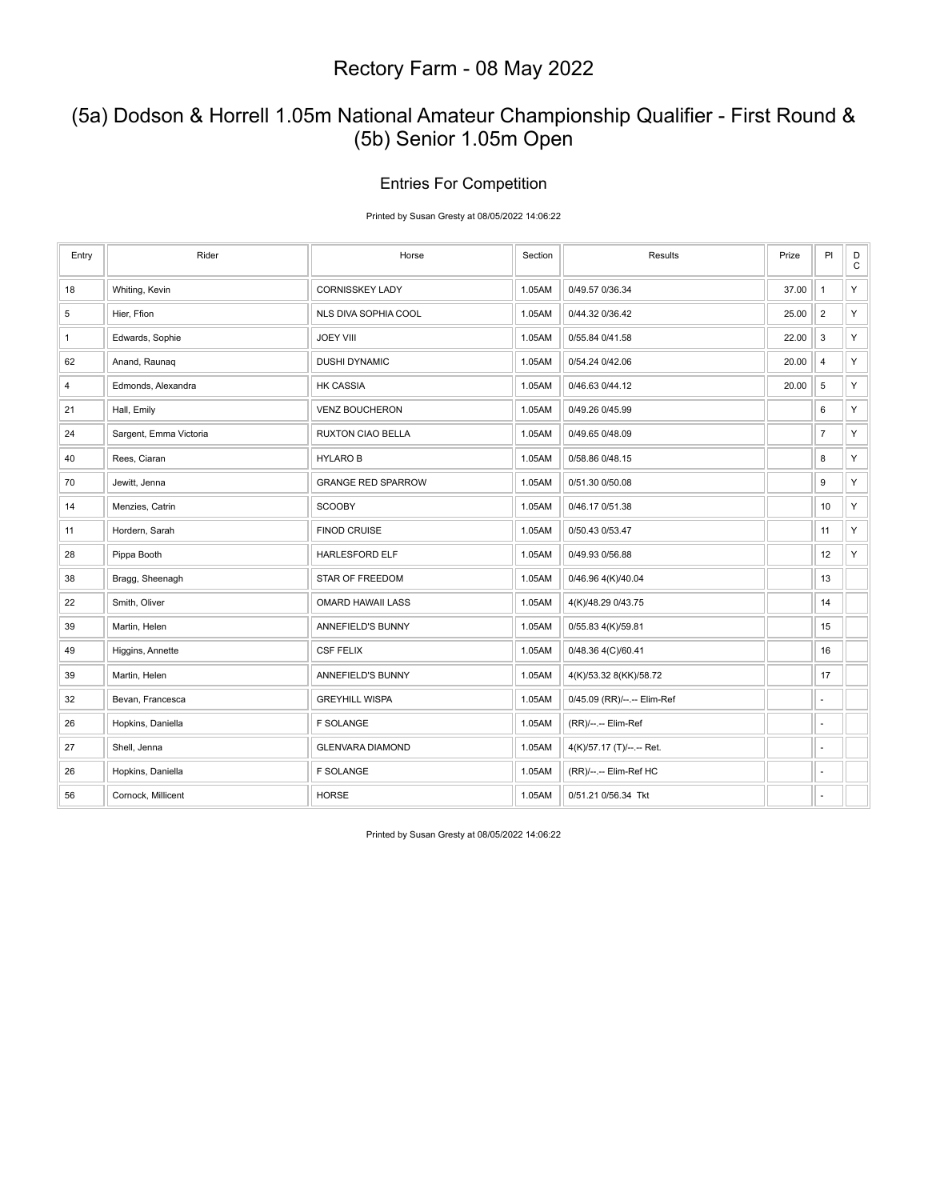# Rectory Farm - 08 May 2022

## (5a) Dodson & Horrell 1.05m National Amateur Championship Qualifier - First Round & (5b) Senior 1.05m Open

### Entries For Competition

Printed by Susan Gresty at 08/05/2022 14:06:22

| Entry | Rider | Horse | Section | Results | Prize | Pl | DC |
|---|---|---|---|---|---|---|---|
| 18 | Whiting, Kevin | CORNISSKEY LADY | 1.05AM | 0/49.57 0/36.34 | 37.00 | 1 | Y |
| 5 | Hier, Ffion | NLS DIVA SOPHIA COOL | 1.05AM | 0/44.32 0/36.42 | 25.00 | 2 | Y |
| 1 | Edwards, Sophie | JOEY VIII | 1.05AM | 0/55.84 0/41.58 | 22.00 | 3 | Y |
| 62 | Anand, Raunaq | DUSHI DYNAMIC | 1.05AM | 0/54.24 0/42.06 | 20.00 | 4 | Y |
| 4 | Edmonds, Alexandra | HK CASSIA | 1.05AM | 0/46.63 0/44.12 | 20.00 | 5 | Y |
| 21 | Hall, Emily | VENZ BOUCHERON | 1.05AM | 0/49.26 0/45.99 | | 6 | Y |
| 24 | Sargent, Emma Victoria | RUXTON CIAO BELLA | 1.05AM | 0/49.65 0/48.09 | | 7 | Y |
| 40 | Rees, Ciaran | HYLARO B | 1.05AM | 0/58.86 0/48.15 | | 8 | Y |
| 70 | Jewitt, Jenna | GRANGE RED SPARROW | 1.05AM | 0/51.30 0/50.08 | | 9 | Y |
| 14 | Menzies, Catrin | SCOOBY | 1.05AM | 0/46.17 0/51.38 | | 10 | Y |
| 11 | Hordern, Sarah | FINOD CRUISE | 1.05AM | 0/50.43 0/53.47 | | 11 | Y |
| 28 | Pippa Booth | HARLESFORD ELF | 1.05AM | 0/49.93 0/56.88 | | 12 | Y |
| 38 | Bragg, Sheenagh | STAR OF FREEDOM | 1.05AM | 0/46.96 4(K)/40.04 | | 13 | |
| 22 | Smith, Oliver | OMARD HAWAII LASS | 1.05AM | 4(K)/48.29 0/43.75 | | 14 | |
| 39 | Martin, Helen | ANNEFIELD'S BUNNY | 1.05AM | 0/55.83 4(K)/59.81 | | 15 | |
| 49 | Higgins, Annette | CSF FELIX | 1.05AM | 0/48.36 4(C)/60.41 | | 16 | |
| 39 | Martin, Helen | ANNEFIELD'S BUNNY | 1.05AM | 4(K)/53.32 8(KK)/58.72 | | 17 | |
| 32 | Bevan, Francesca | GREYHILL WISPA | 1.05AM | 0/45.09 (RR)/--.-- Elim-Ref | | - | |
| 26 | Hopkins, Daniella | F SOLANGE | 1.05AM | (RR)/--.-- Elim-Ref | | - | |
| 27 | Shell, Jenna | GLENVARA DIAMOND | 1.05AM | 4(K)/57.17 (T)/--.-- Ret. | | - | |
| 26 | Hopkins, Daniella | F SOLANGE | 1.05AM | (RR)/--.-- Elim-Ref HC | | - | |
| 56 | Cornock, Millicent | HORSE | 1.05AM | 0/51.21 0/56.34 Tkt | | - | |

Printed by Susan Gresty at 08/05/2022 14:06:22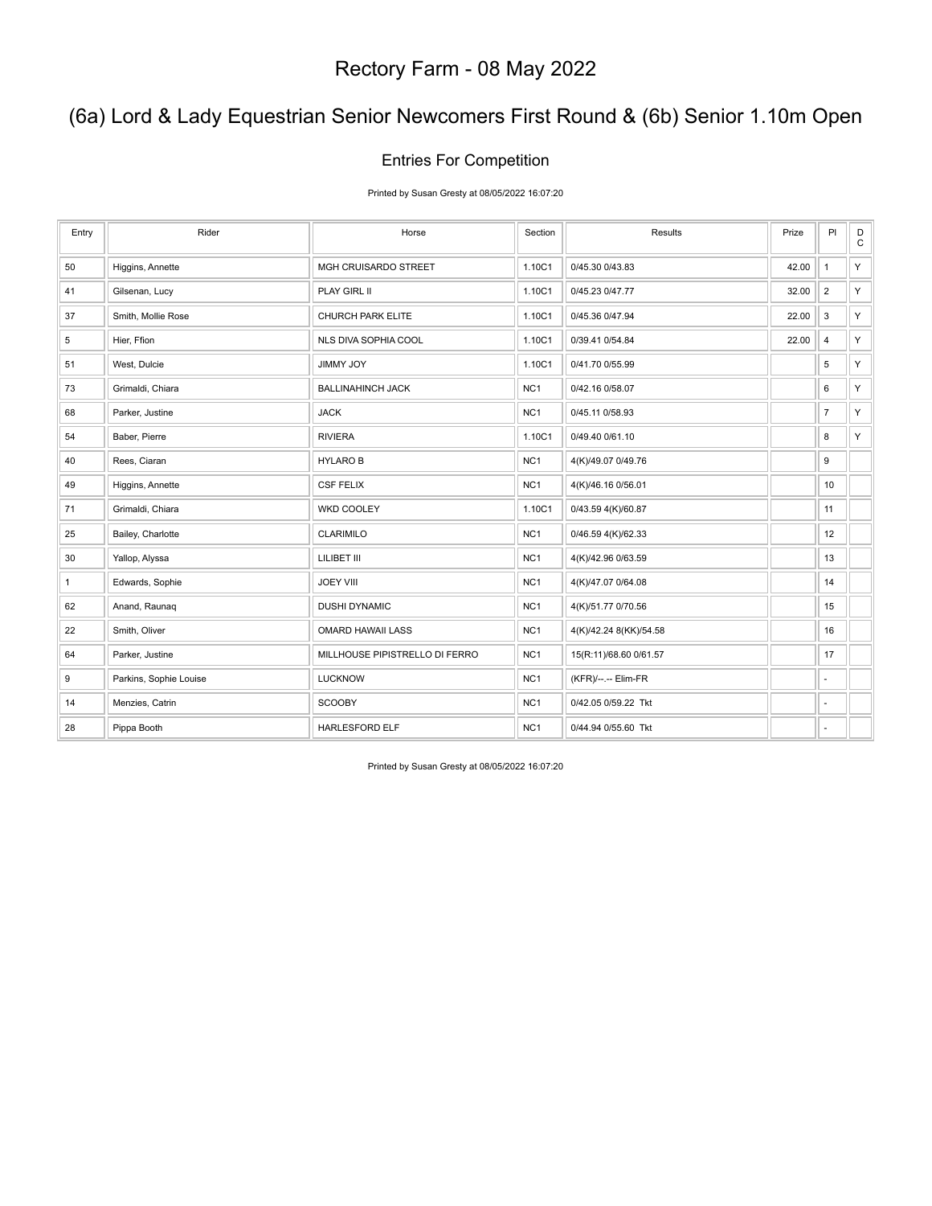# Rectory Farm - 08 May 2022

## (6a) Lord & Lady Equestrian Senior Newcomers First Round & (6b) Senior 1.10m Open

### Entries For Competition

Printed by Susan Gresty at 08/05/2022 16:07:20

| Entry | Rider | Horse | Section | Results | Prize | Pl | DC |
|---|---|---|---|---|---|---|---|
| 50 | Higgins, Annette | MGH CRUISARDO STREET | 1.10C1 | 0/45.30 0/43.83 | 42.00 | 1 | Y |
| 41 | Gilsenan, Lucy | PLAY GIRL II | 1.10C1 | 0/45.23 0/47.77 | 32.00 | 2 | Y |
| 37 | Smith, Mollie Rose | CHURCH PARK ELITE | 1.10C1 | 0/45.36 0/47.94 | 22.00 | 3 | Y |
| 5 | Hier, Ffion | NLS DIVA SOPHIA COOL | 1.10C1 | 0/39.41 0/54.84 | 22.00 | 4 | Y |
| 51 | West, Dulcie | JIMMY JOY | 1.10C1 | 0/41.70 0/55.99 | | 5 | Y |
| 73 | Grimaldi, Chiara | BALLINAHINCH JACK | NC1 | 0/42.16 0/58.07 | | 6 | Y |
| 68 | Parker, Justine | JACK | NC1 | 0/45.11 0/58.93 | | 7 | Y |
| 54 | Baber, Pierre | RIVIERA | 1.10C1 | 0/49.40 0/61.10 | | 8 | Y |
| 40 | Rees, Ciaran | HYLARO B | NC1 | 4(K)/49.07 0/49.76 | | 9 | |
| 49 | Higgins, Annette | CSF FELIX | NC1 | 4(K)/46.16 0/56.01 | | 10 | |
| 71 | Grimaldi, Chiara | WKD COOLEY | 1.10C1 | 0/43.59 4(K)/60.87 | | 11 | |
| 25 | Bailey, Charlotte | CLARIMILO | NC1 | 0/46.59 4(K)/62.33 | | 12 | |
| 30 | Yallop, Alyssa | LILIBET III | NC1 | 4(K)/42.96 0/63.59 | | 13 | |
| 1 | Edwards, Sophie | JOEY VIII | NC1 | 4(K)/47.07 0/64.08 | | 14 | |
| 62 | Anand, Raunaq | DUSHI DYNAMIC | NC1 | 4(K)/51.77 0/70.56 | | 15 | |
| 22 | Smith, Oliver | OMARD HAWAII LASS | NC1 | 4(K)/42.24 8(KK)/54.58 | | 16 | |
| 64 | Parker, Justine | MILLHOUSE PIPISTRELLO DI FERRO | NC1 | 15(R:11)/68.60 0/61.57 | | 17 | |
| 9 | Parkins, Sophie Louise | LUCKNOW | NC1 | (KFR)/--.-- Elim-FR | | - | |
| 14 | Menzies, Catrin | SCOOBY | NC1 | 0/42.05 0/59.22 Tkt | | - | |
| 28 | Pippa Booth | HARLESFORD ELF | NC1 | 0/44.94 0/55.60 Tkt | | - | |

Printed by Susan Gresty at 08/05/2022 16:07:20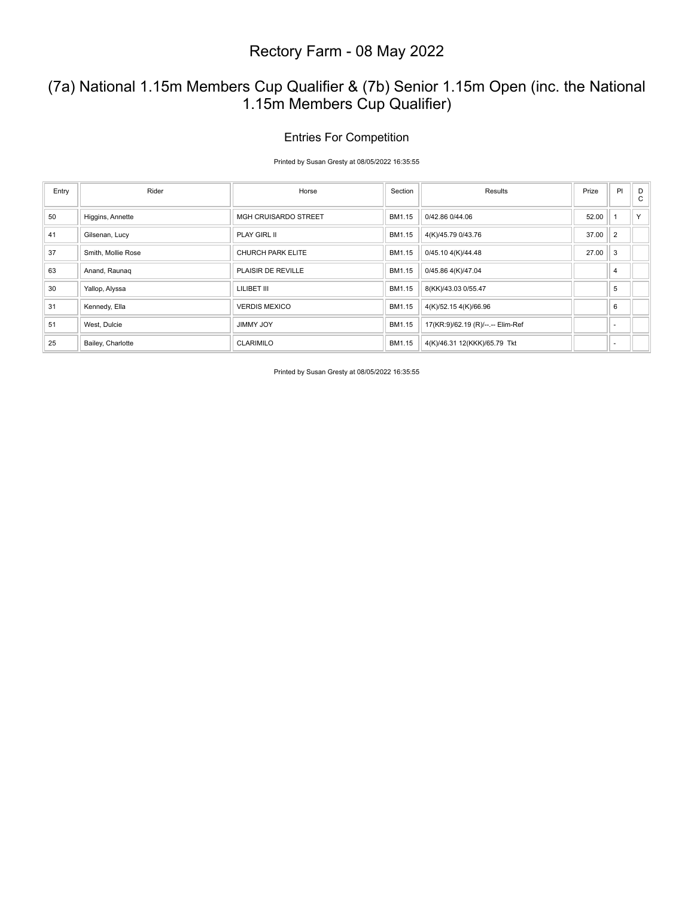# Rectory Farm - 08 May 2022

## (7a) National 1.15m Members Cup Qualifier & (7b) Senior 1.15m Open (inc. the National 1.15m Members Cup Qualifier)

### Entries For Competition

Printed by Susan Gresty at 08/05/2022 16:35:55

| Entry | Rider | Horse | Section | Results | Prize | Pl | DC |
|---|---|---|---|---|---|---|---|
| 50 | Higgins, Annette | MGH CRUISARDO STREET | BM1.15 | 0/42.86 0/44.06 | 52.00 | 1 | Y |
| 41 | Gilsenan, Lucy | PLAY GIRL II | BM1.15 | 4(K)/45.79 0/43.76 | 37.00 | 2 | |
| 37 | Smith, Mollie Rose | CHURCH PARK ELITE | BM1.15 | 0/45.10 4(K)/44.48 | 27.00 | 3 | |
| 63 | Anand, Raunaq | PLAISIR DE REVILLE | BM1.15 | 0/45.86 4(K)/47.04 | | 4 | |
| 30 | Yallop, Alyssa | LILIBET III | BM1.15 | 8(KK)/43.03 0/55.47 | | 5 | |
| 31 | Kennedy, Ella | VERDIS MEXICO | BM1.15 | 4(K)/52.15 4(K)/66.96 | | 6 | |
| 51 | West, Dulcie | JIMMY JOY | BM1.15 | 17(KR:9)/62.19 (R)/--.-- Elim-Ref | | - | |
| 25 | Bailey, Charlotte | CLARIMILO | BM1.15 | 4(K)/46.31 12(KKK)/65.79 Tkt | | - | |

Printed by Susan Gresty at 08/05/2022 16:35:55